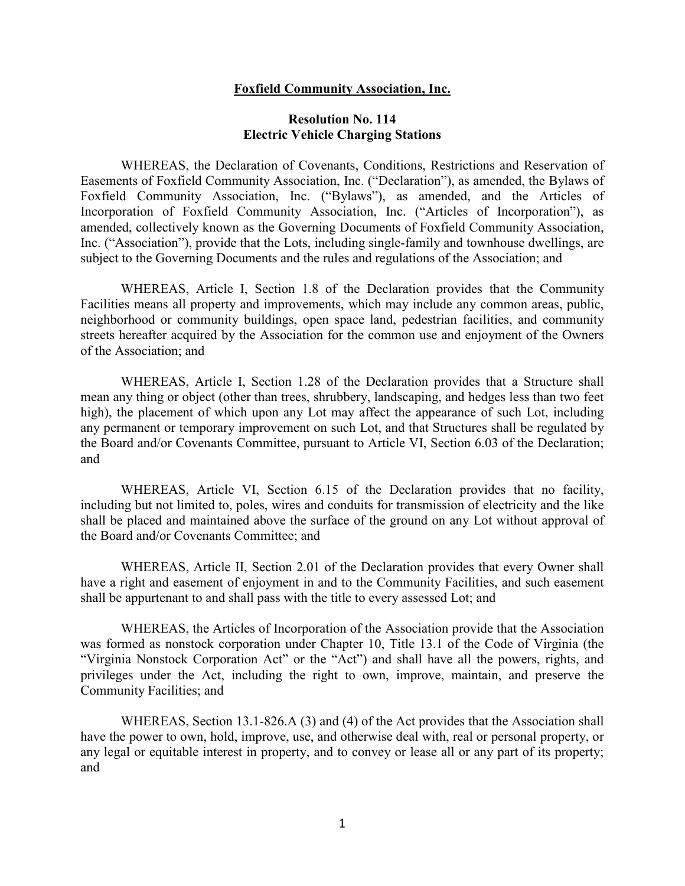**Foxfield Community Association, Inc.**

**Resolution No. 114**
**Electric Vehicle Charging Stations**

WHEREAS, the Declaration of Covenants, Conditions, Restrictions and Reservation of Easements of Foxfield Community Association, Inc. ("Declaration"), as amended, the Bylaws of Foxfield Community Association, Inc. ("Bylaws"), as amended, and the Articles of Incorporation of Foxfield Community Association, Inc. ("Articles of Incorporation"), as amended, collectively known as the Governing Documents of Foxfield Community Association, Inc. ("Association"), provide that the Lots, including single-family and townhouse dwellings, are subject to the Governing Documents and the rules and regulations of the Association; and

WHEREAS, Article I, Section 1.8 of the Declaration provides that the Community Facilities means all property and improvements, which may include any common areas, public, neighborhood or community buildings, open space land, pedestrian facilities, and community streets hereafter acquired by the Association for the common use and enjoyment of the Owners of the Association; and

WHEREAS, Article I, Section 1.28 of the Declaration provides that a Structure shall mean any thing or object (other than trees, shrubbery, landscaping, and hedges less than two feet high), the placement of which upon any Lot may affect the appearance of such Lot, including any permanent or temporary improvement on such Lot, and that Structures shall be regulated by the Board and/or Covenants Committee, pursuant to Article VI, Section 6.03 of the Declaration; and

WHEREAS, Article VI, Section 6.15 of the Declaration provides that no facility, including but not limited to, poles, wires and conduits for transmission of electricity and the like shall be placed and maintained above the surface of the ground on any Lot without approval of the Board and/or Covenants Committee; and

WHEREAS, Article II, Section 2.01 of the Declaration provides that every Owner shall have a right and easement of enjoyment in and to the Community Facilities, and such easement shall be appurtenant to and shall pass with the title to every assessed Lot; and

WHEREAS, the Articles of Incorporation of the Association provide that the Association was formed as nonstock corporation under Chapter 10, Title 13.1 of the Code of Virginia (the "Virginia Nonstock Corporation Act" or the "Act") and shall have all the powers, rights, and privileges under the Act, including the right to own, improve, maintain, and preserve the Community Facilities; and

WHEREAS, Section 13.1-826.A (3) and (4) of the Act provides that the Association shall have the power to own, hold, improve, use, and otherwise deal with, real or personal property, or any legal or equitable interest in property, and to convey or lease all or any part of its property; and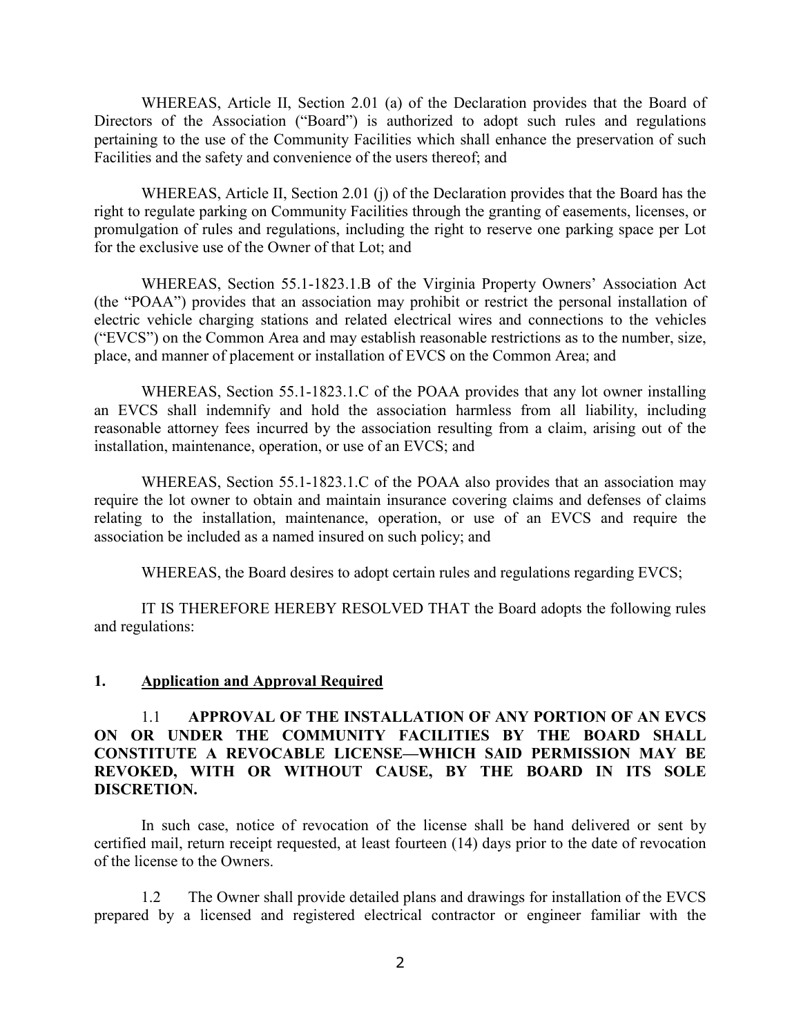WHEREAS, Article II, Section 2.01 (a) of the Declaration provides that the Board of Directors of the Association ("Board") is authorized to adopt such rules and regulations pertaining to the use of the Community Facilities which shall enhance the preservation of such Facilities and the safety and convenience of the users thereof; and

WHEREAS, Article II, Section 2.01 (j) of the Declaration provides that the Board has the right to regulate parking on Community Facilities through the granting of easements, licenses, or promulgation of rules and regulations, including the right to reserve one parking space per Lot for the exclusive use of the Owner of that Lot; and

WHEREAS, Section 55.1-1823.1.B of the Virginia Property Owners' Association Act (the "POAA") provides that an association may prohibit or restrict the personal installation of electric vehicle charging stations and related electrical wires and connections to the vehicles ("EVCS") on the Common Area and may establish reasonable restrictions as to the number, size, place, and manner of placement or installation of EVCS on the Common Area; and

WHEREAS, Section 55.1-1823.1.C of the POAA provides that any lot owner installing an EVCS shall indemnify and hold the association harmless from all liability, including reasonable attorney fees incurred by the association resulting from a claim, arising out of the installation, maintenance, operation, or use of an EVCS; and

WHEREAS, Section 55.1-1823.1.C of the POAA also provides that an association may require the lot owner to obtain and maintain insurance covering claims and defenses of claims relating to the installation, maintenance, operation, or use of an EVCS and require the association be included as a named insured on such policy; and

WHEREAS, the Board desires to adopt certain rules and regulations regarding EVCS;

IT IS THEREFORE HEREBY RESOLVED THAT the Board adopts the following rules and regulations:

## 1. Application and Approval Required

1.1 **APPROVAL OF THE INSTALLATION OF ANY PORTION OF AN EVCS ON OR UNDER THE COMMUNITY FACILITIES BY THE BOARD SHALL CONSTITUTE A REVOCABLE LICENSE—WHICH SAID PERMISSION MAY BE REVOKED, WITH OR WITHOUT CAUSE, BY THE BOARD IN ITS SOLE DISCRETION.**

In such case, notice of revocation of the license shall be hand delivered or sent by certified mail, return receipt requested, at least fourteen (14) days prior to the date of revocation of the license to the Owners.

1.2 The Owner shall provide detailed plans and drawings for installation of the EVCS prepared by a licensed and registered electrical contractor or engineer familiar with the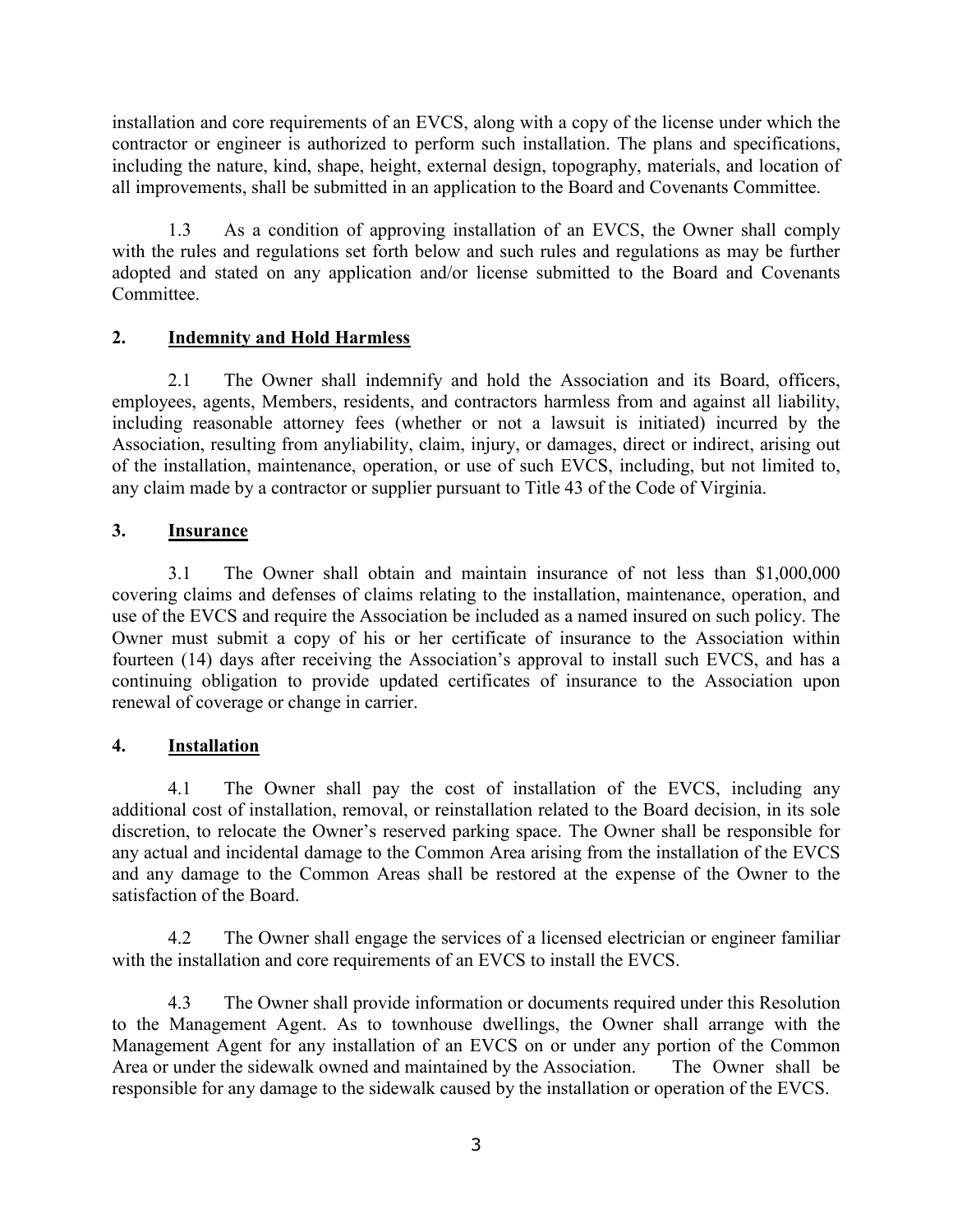installation and core requirements of an EVCS, along with a copy of the license under which the contractor or engineer is authorized to perform such installation. The plans and specifications, including the nature, kind, shape, height, external design, topography, materials, and location of all improvements, shall be submitted in an application to the Board and Covenants Committee.

1.3 As a condition of approving installation of an EVCS, the Owner shall comply with the rules and regulations set forth below and such rules and regulations as may be further adopted and stated on any application and/or license submitted to the Board and Covenants Committee.

## 2. Indemnity and Hold Harmless

2.1 The Owner shall indemnify and hold the Association and its Board, officers, employees, agents, Members, residents, and contractors harmless from and against all liability, including reasonable attorney fees (whether or not a lawsuit is initiated) incurred by the Association, resulting from anyliability, claim, injury, or damages, direct or indirect, arising out of the installation, maintenance, operation, or use of such EVCS, including, but not limited to, any claim made by a contractor or supplier pursuant to Title 43 of the Code of Virginia.

## 3. Insurance

3.1 The Owner shall obtain and maintain insurance of not less than $1,000,000 covering claims and defenses of claims relating to the installation, maintenance, operation, and use of the EVCS and require the Association be included as a named insured on such policy. The Owner must submit a copy of his or her certificate of insurance to the Association within fourteen (14) days after receiving the Association's approval to install such EVCS, and has a continuing obligation to provide updated certificates of insurance to the Association upon renewal of coverage or change in carrier.

## 4. Installation

4.1 The Owner shall pay the cost of installation of the EVCS, including any additional cost of installation, removal, or reinstallation related to the Board decision, in its sole discretion, to relocate the Owner's reserved parking space. The Owner shall be responsible for any actual and incidental damage to the Common Area arising from the installation of the EVCS and any damage to the Common Areas shall be restored at the expense of the Owner to the satisfaction of the Board.

4.2 The Owner shall engage the services of a licensed electrician or engineer familiar with the installation and core requirements of an EVCS to install the EVCS.

4.3 The Owner shall provide information or documents required under this Resolution to the Management Agent. As to townhouse dwellings, the Owner shall arrange with the Management Agent for any installation of an EVCS on or under any portion of the Common Area or under the sidewalk owned and maintained by the Association. The Owner shall be responsible for any damage to the sidewalk caused by the installation or operation of the EVCS.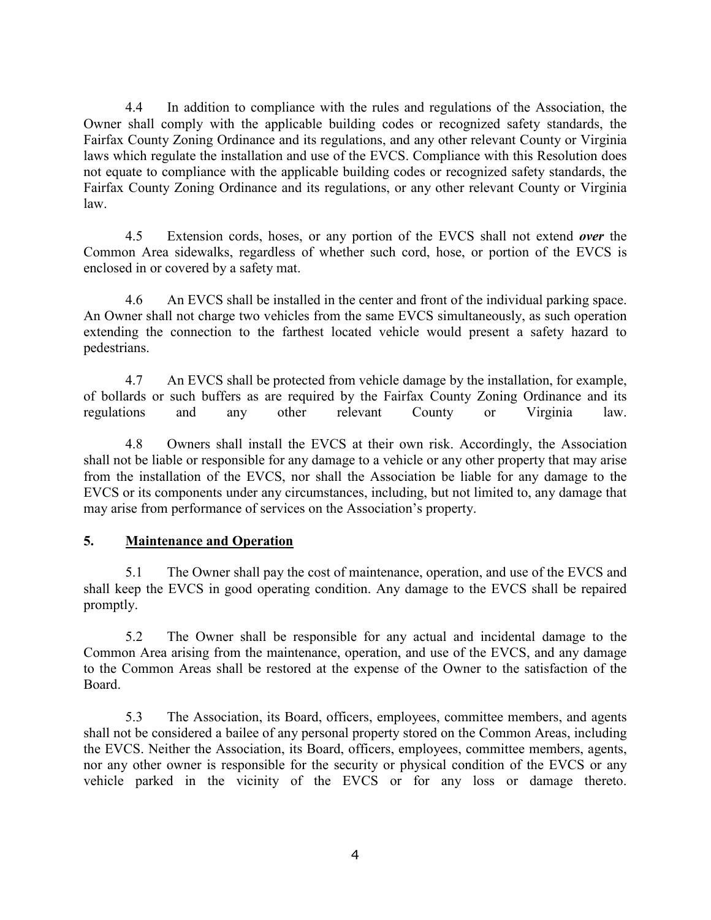4.4 In addition to compliance with the rules and regulations of the Association, the Owner shall comply with the applicable building codes or recognized safety standards, the Fairfax County Zoning Ordinance and its regulations, and any other relevant County or Virginia laws which regulate the installation and use of the EVCS. Compliance with this Resolution does not equate to compliance with the applicable building codes or recognized safety standards, the Fairfax County Zoning Ordinance and its regulations, or any other relevant County or Virginia law.

4.5 Extension cords, hoses, or any portion of the EVCS shall not extend ***over*** the Common Area sidewalks, regardless of whether such cord, hose, or portion of the EVCS is enclosed in or covered by a safety mat.

4.6 An EVCS shall be installed in the center and front of the individual parking space. An Owner shall not charge two vehicles from the same EVCS simultaneously, as such operation extending the connection to the farthest located vehicle would present a safety hazard to pedestrians.

4.7 An EVCS shall be protected from vehicle damage by the installation, for example, of bollards or such buffers as are required by the Fairfax County Zoning Ordinance and its regulations and any other relevant County or Virginia law.

4.8 Owners shall install the EVCS at their own risk. Accordingly, the Association shall not be liable or responsible for any damage to a vehicle or any other property that may arise from the installation of the EVCS, nor shall the Association be liable for any damage to the EVCS or its components under any circumstances, including, but not limited to, any damage that may arise from performance of services on the Association's property.

## 5. <u>Maintenance and Operation</u>

5.1 The Owner shall pay the cost of maintenance, operation, and use of the EVCS and shall keep the EVCS in good operating condition. Any damage to the EVCS shall be repaired promptly.

5.2 The Owner shall be responsible for any actual and incidental damage to the Common Area arising from the maintenance, operation, and use of the EVCS, and any damage to the Common Areas shall be restored at the expense of the Owner to the satisfaction of the Board.

5.3 The Association, its Board, officers, employees, committee members, and agents shall not be considered a bailee of any personal property stored on the Common Areas, including the EVCS. Neither the Association, its Board, officers, employees, committee members, agents, nor any other owner is responsible for the security or physical condition of the EVCS or any vehicle parked in the vicinity of the EVCS or for any loss or damage thereto.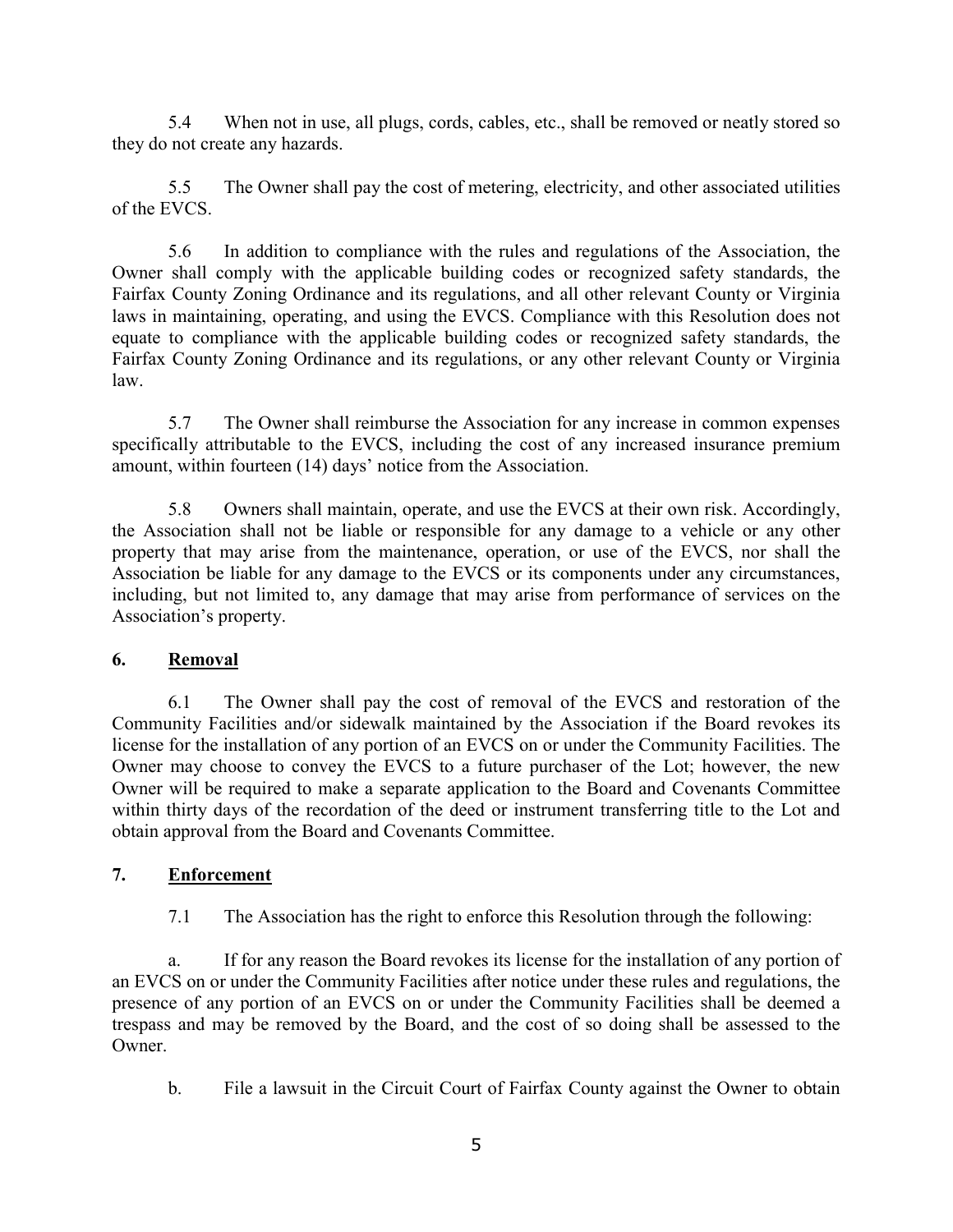5.4 When not in use, all plugs, cords, cables, etc., shall be removed or neatly stored so they do not create any hazards.

5.5 The Owner shall pay the cost of metering, electricity, and other associated utilities of the EVCS.

5.6 In addition to compliance with the rules and regulations of the Association, the Owner shall comply with the applicable building codes or recognized safety standards, the Fairfax County Zoning Ordinance and its regulations, and all other relevant County or Virginia laws in maintaining, operating, and using the EVCS. Compliance with this Resolution does not equate to compliance with the applicable building codes or recognized safety standards, the Fairfax County Zoning Ordinance and its regulations, or any other relevant County or Virginia law.

5.7 The Owner shall reimburse the Association for any increase in common expenses specifically attributable to the EVCS, including the cost of any increased insurance premium amount, within fourteen (14) days' notice from the Association.

5.8 Owners shall maintain, operate, and use the EVCS at their own risk. Accordingly, the Association shall not be liable or responsible for any damage to a vehicle or any other property that may arise from the maintenance, operation, or use of the EVCS, nor shall the Association be liable for any damage to the EVCS or its components under any circumstances, including, but not limited to, any damage that may arise from performance of services on the Association's property.

## 6. Removal

6.1 The Owner shall pay the cost of removal of the EVCS and restoration of the Community Facilities and/or sidewalk maintained by the Association if the Board revokes its license for the installation of any portion of an EVCS on or under the Community Facilities. The Owner may choose to convey the EVCS to a future purchaser of the Lot; however, the new Owner will be required to make a separate application to the Board and Covenants Committee within thirty days of the recordation of the deed or instrument transferring title to the Lot and obtain approval from the Board and Covenants Committee.

## 7. Enforcement

7.1 The Association has the right to enforce this Resolution through the following:

a. If for any reason the Board revokes its license for the installation of any portion of an EVCS on or under the Community Facilities after notice under these rules and regulations, the presence of any portion of an EVCS on or under the Community Facilities shall be deemed a trespass and may be removed by the Board, and the cost of so doing shall be assessed to the Owner.

b. File a lawsuit in the Circuit Court of Fairfax County against the Owner to obtain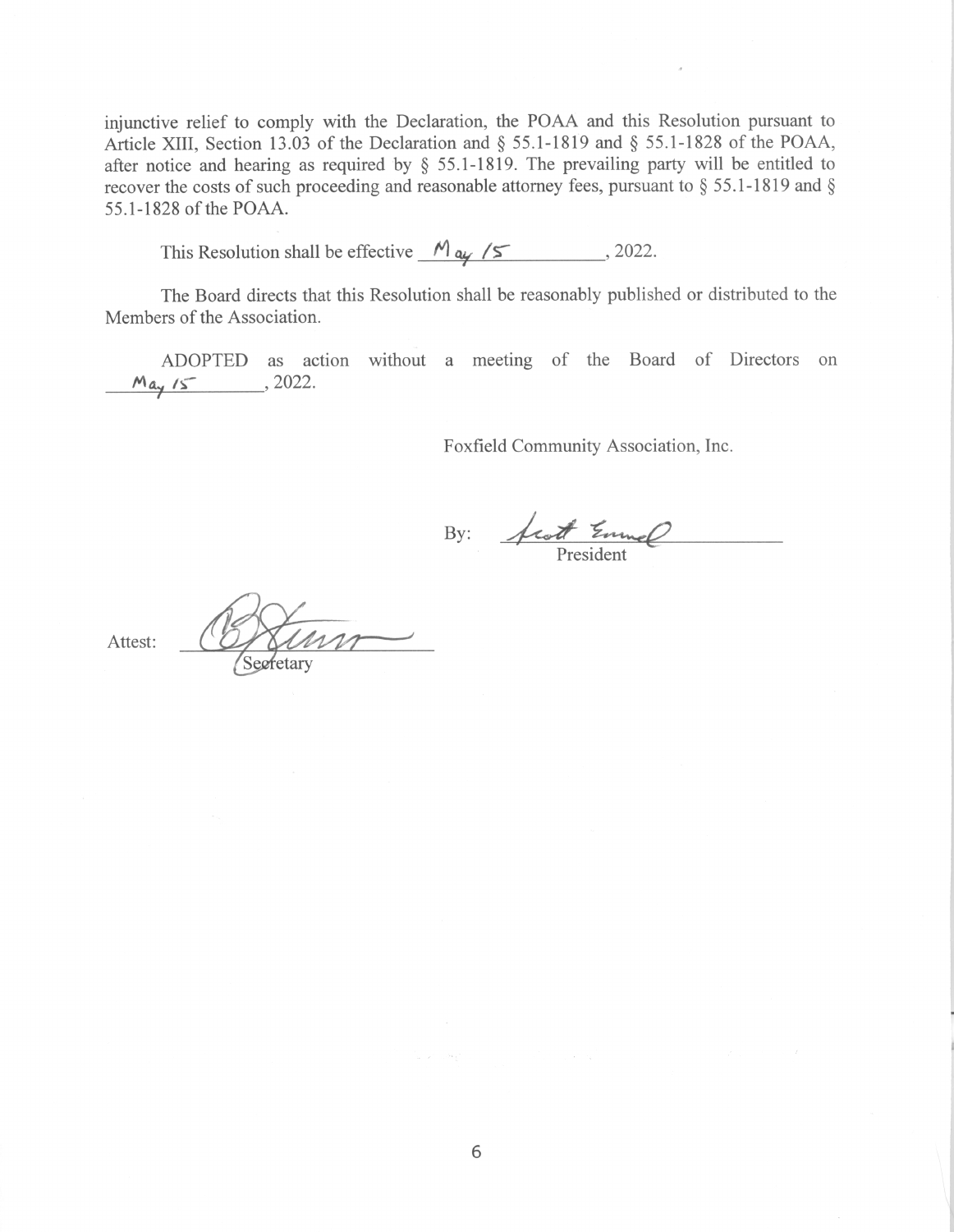injunctive relief to comply with the Declaration, the POAA and this Resolution pursuant to Article XIII, Section 13.03 of the Declaration and § 55.1-1819 and § 55.1-1828 of the POAA, after notice and hearing as required by § 55.1-1819. The prevailing party will be entitled to recover the costs of such proceeding and reasonable attorney fees, pursuant to § 55.1-1819 and § 55.1-1828 of the POAA.

This Resolution shall be effective May 15, 2022.

The Board directs that this Resolution shall be reasonably published or distributed to the Members of the Association.

ADOPTED as action without a meeting of the Board of Directors on May 15, 2022.

Foxfield Community Association, Inc.

By: Scott Emmel
President

Attest: ____________________
Secretary